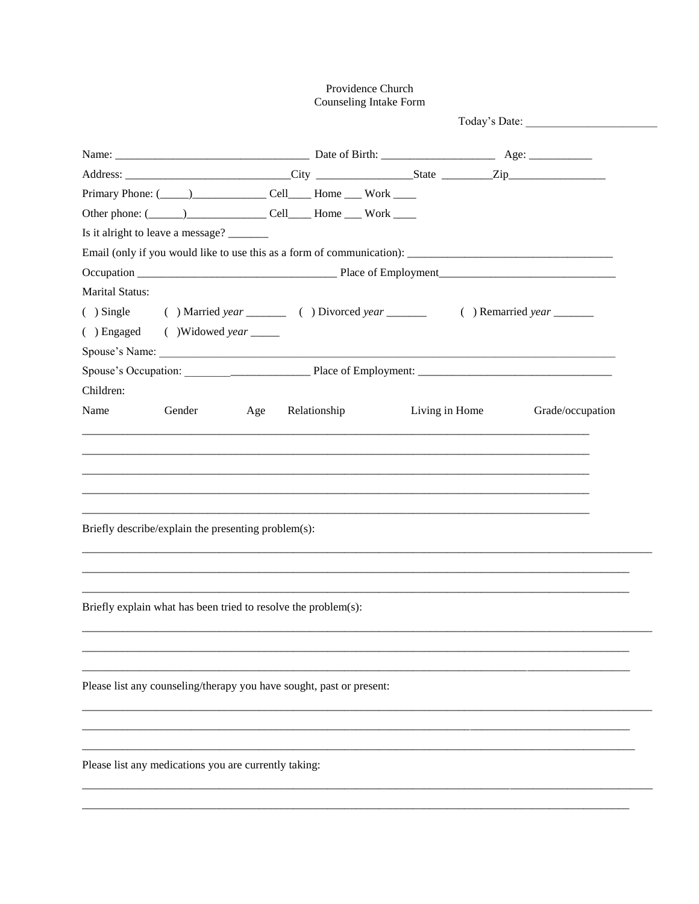Providence Church
Counseling Intake Form

Today's Date: _______________________

Name: _________________________________ Date of Birth: ___________________ Age: ___________

Address: ____________________________City ________________State ________Zip_________________

Primary Phone: (_____)_____________ Cell____ Home ___ Work ____

Other phone: (______)______________ Cell____ Home ___ Work ____

Is it alright to leave a message? _______

Email (only if you would like to use this as a form of communication): ___________________________________

Occupation __________________________________ Place of Employment______________________________

Marital Status:

( ) Single ( ) Married *year* _______ ( ) Divorced *year* _______ ( ) Remarried *year* _______

( ) Engaged ( )Widowed *year* _____

Spouse's Name: ________________________________________________________________________________

Spouse's Occupation: ______________________ Place of Employment: _________________________________

Children:

| Name | Gender | Age | Relationship | Living in Home | Grade/occupation |
| --- | --- | --- | --- | --- | --- |
| | | | | | |
| | | | | | |
| | | | | | |
| | | | | | |
| | | | | | |

Briefly describe/explain the presenting problem(s):

_____________________________________________________________________________________________

_____________________________________________________________________________________________

_____________________________________________________________________________________________

Briefly explain what has been tried to resolve the problem(s):

_____________________________________________________________________________________________

_____________________________________________________________________________________________

_____________________________________________________________________________________________

Please list any counseling/therapy you have sought, past or present:

_____________________________________________________________________________________________

_____________________________________________________________________________________________

_____________________________________________________________________________________________

Please list any medications you are currently taking:

_____________________________________________________________________________________________

_____________________________________________________________________________________________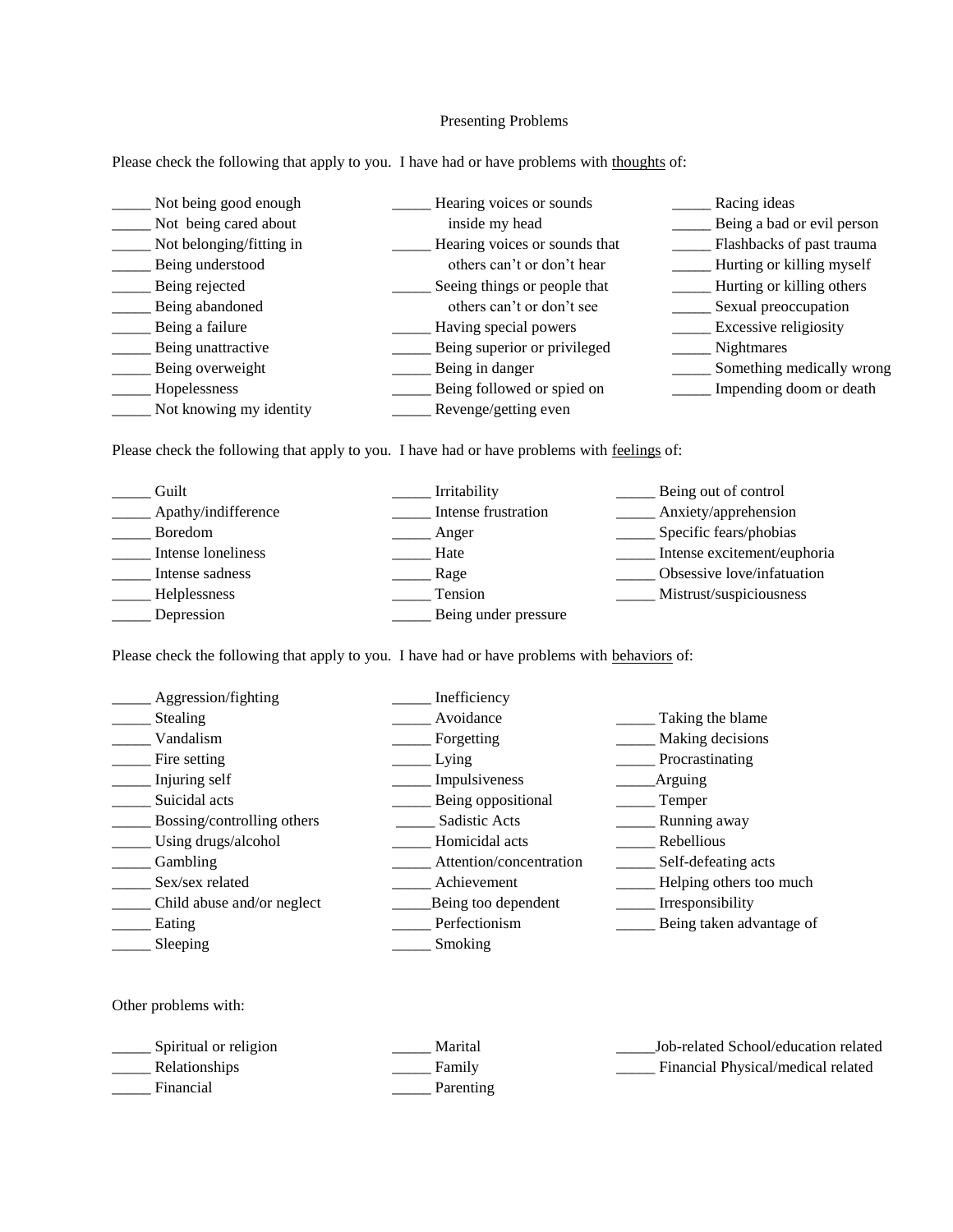Presenting Problems

Please check the following that apply to you. I have had or have problems with <u>thoughts</u> of:

_____ Not being good enough
_____ Not being cared about
_____ Not belonging/fitting in
_____ Being understood
_____ Being rejected
_____ Being abandoned
_____ Being a failure
_____ Being unattractive
_____ Being overweight
_____ Hopelessness
_____ Not knowing my identity

_____ Hearing voices or sounds inside my head
_____ Hearing voices or sounds that others can't or don't hear
_____ Seeing things or people that others can't or don't see
_____ Having special powers
_____ Being superior or privileged
_____ Being in danger
_____ Being followed or spied on
_____ Revenge/getting even

_____ Racing ideas
_____ Being a bad or evil person
_____ Flashbacks of past trauma
_____ Hurting or killing myself
_____ Hurting or killing others
_____ Sexual preoccupation
_____ Excessive religiosity
_____ Nightmares
_____ Something medically wrong
_____ Impending doom or death

Please check the following that apply to you. I have had or have problems with <u>feelings</u> of:

_____ Guilt
_____ Apathy/indifference
_____ Boredom
_____ Intense loneliness
_____ Intense sadness
_____ Helplessness
_____ Depression

_____ Irritability
_____ Intense frustration
_____ Anger
_____ Hate
_____ Rage
_____ Tension
_____ Being under pressure

_____ Being out of control
_____ Anxiety/apprehension
_____ Specific fears/phobias
_____ Intense excitement/euphoria
_____ Obsessive love/infatuation
_____ Mistrust/suspiciousness

Please check the following that apply to you. I have had or have problems with <u>behaviors</u> of:

_____ Aggression/fighting
_____ Stealing
_____ Vandalism
_____ Fire setting
_____ Injuring self
_____ Suicidal acts
_____ Bossing/controlling others
_____ Using drugs/alcohol
_____ Gambling
_____ Sex/sex related
_____ Child abuse and/or neglect
_____ Eating
_____ Sleeping

_____ Inefficiency
_____ Avoidance
_____ Forgetting
_____ Lying
_____ Impulsiveness
_____ Being oppositional
_____ Sadistic Acts
_____ Homicidal acts
_____ Attention/concentration
_____ Achievement
_____Being too dependent
_____ Perfectionism
_____ Smoking

_____ Taking the blame
_____ Making decisions
_____ Procrastinating
_____Arguing
_____ Temper
_____ Running away
_____ Rebellious
_____ Self-defeating acts
_____ Helping others too much
_____ Irresponsibility
_____ Being taken advantage of

Other problems with:

_____ Spiritual or religion
_____ Relationships
_____ Financial

_____ Marital
_____ Family
_____ Parenting

_____Job-related School/education related
_____ Financial Physical/medical related